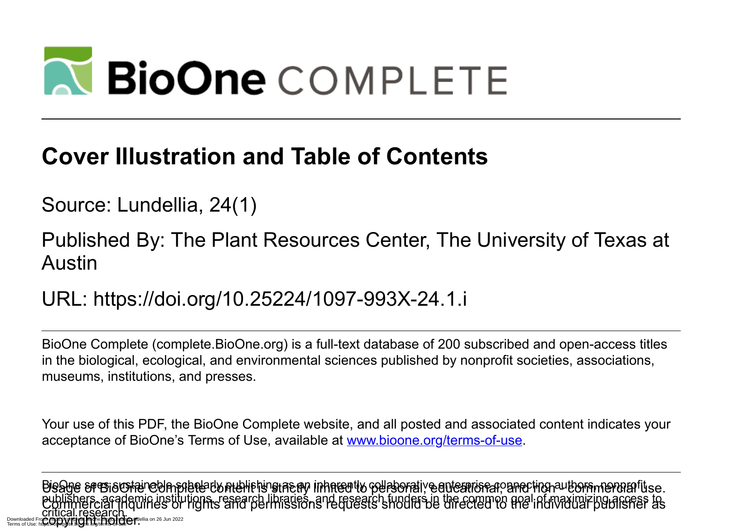# Cover Illustration and Table of Contents

Source: Lundellia, 24(1)

Published By: The Plant Resources Center, The University of Texas at Austin

URL: https://doi.org/10.25224/1097-993X-24.1.i

BioOne Complete (complete.BioOne.org) is a full-text database of 200 subscribed and open-access titles in the biological, ecological, and environmental sciences published by nonprofit societies, associations, museums, institutions, and presses.

Your use of this PDF, the BioOne Complete website, and all posted and associated content indicates your acceptance of BioOne's Terms of Use, available at www.bioone.org/terms-of-use.

Usage of BioOne Complete content is strictly limited to personal, educational, and non-commercial use. Commercial inquiries or rights and permissions requests should be directed to the individual publisher as copyright holder.

BioOne sees sustainable scholarly publishing as an inherently collaborative enterprise connecting authors, nonprofit publishers, academic institutions, research libraries, and research funders in the common goal of maximizing access to critical research.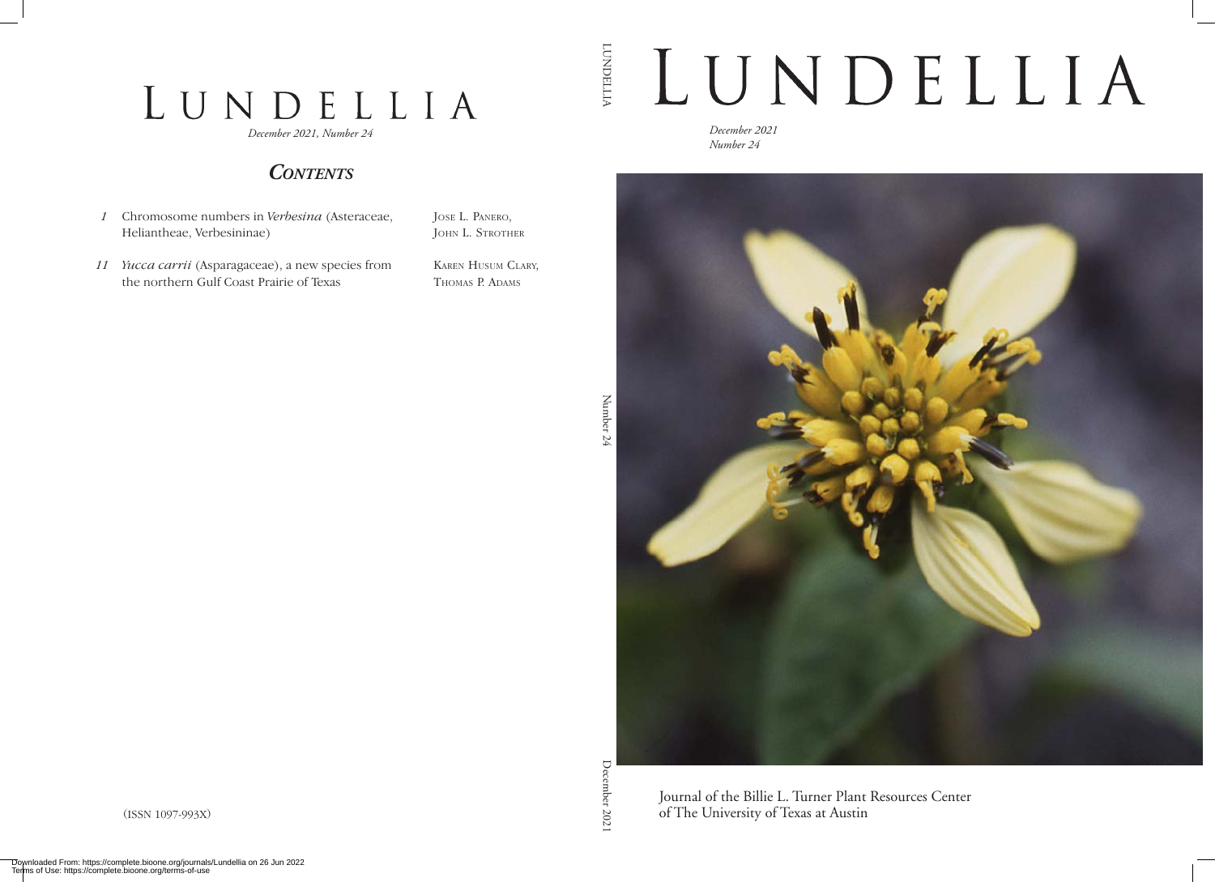# LUNDELLIA

*December 2021, Number 24*

## *Contents*

*1* Chromosome numbers in *Verbesina* (Asteraceae, Heliantheae, Verbesininae) — Jose L. Panero, John L. Strother

*11* *Yucca carrii* (Asparagaceae), a new species from the northern Gulf Coast Prairie of Texas — Karen Husum Clary, Thomas P. Adams

(ISSN 1097-993X)

LUNDELLIA Number 24 December 2021

# LUNDELLIA

*December 2021*
*Number 24*

Journal of the Billie L. Turner Plant Resources Center of The University of Texas at Austin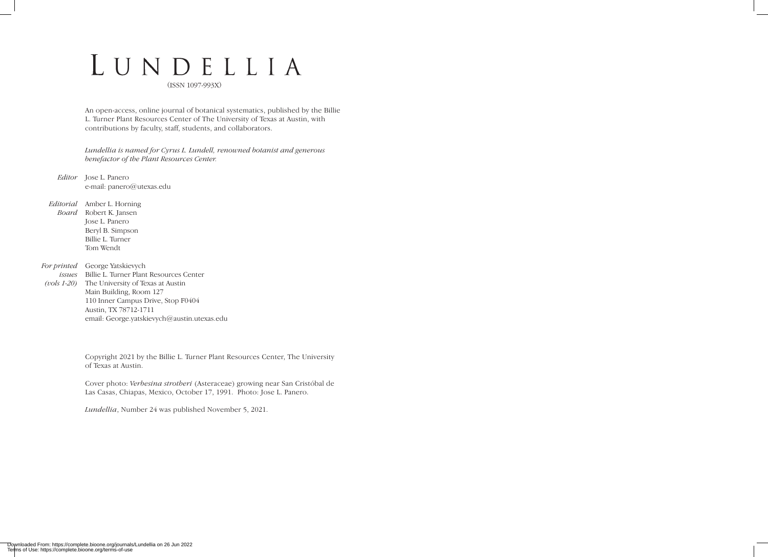# LUNDELLIA

(ISSN 1097-993X)

An open-access, online journal of botanical systematics, published by the Billie L. Turner Plant Resources Center of The University of Texas at Austin, with contributions by faculty, staff, students, and collaborators.

*Lundellia is named for Cyrus L. Lundell, renowned botanist and generous benefactor of the Plant Resources Center.*

*Editor* Jose L. Panero
e-mail: panero@utexas.edu

*Editorial Board* Amber L. Horning
Robert K. Jansen
Jose L. Panero
Beryl B. Simpson
Billie L. Turner
Tom Wendt

*For printed issues (vols 1-20)* George Yatskievych
Billie L. Turner Plant Resources Center
The University of Texas at Austin
Main Building, Room 127
110 Inner Campus Drive, Stop F0404
Austin, TX 78712-1711
email: George.yatskievych@austin.utexas.edu

Copyright 2021 by the Billie L. Turner Plant Resources Center, The University of Texas at Austin.

Cover photo: *Verbesina strotheri* (Asteraceae) growing near San Cristóbal de Las Casas, Chiapas, Mexico, October 17, 1991. Photo: Jose L. Panero.

*Lundellia*, Number 24 was published November 5, 2021.